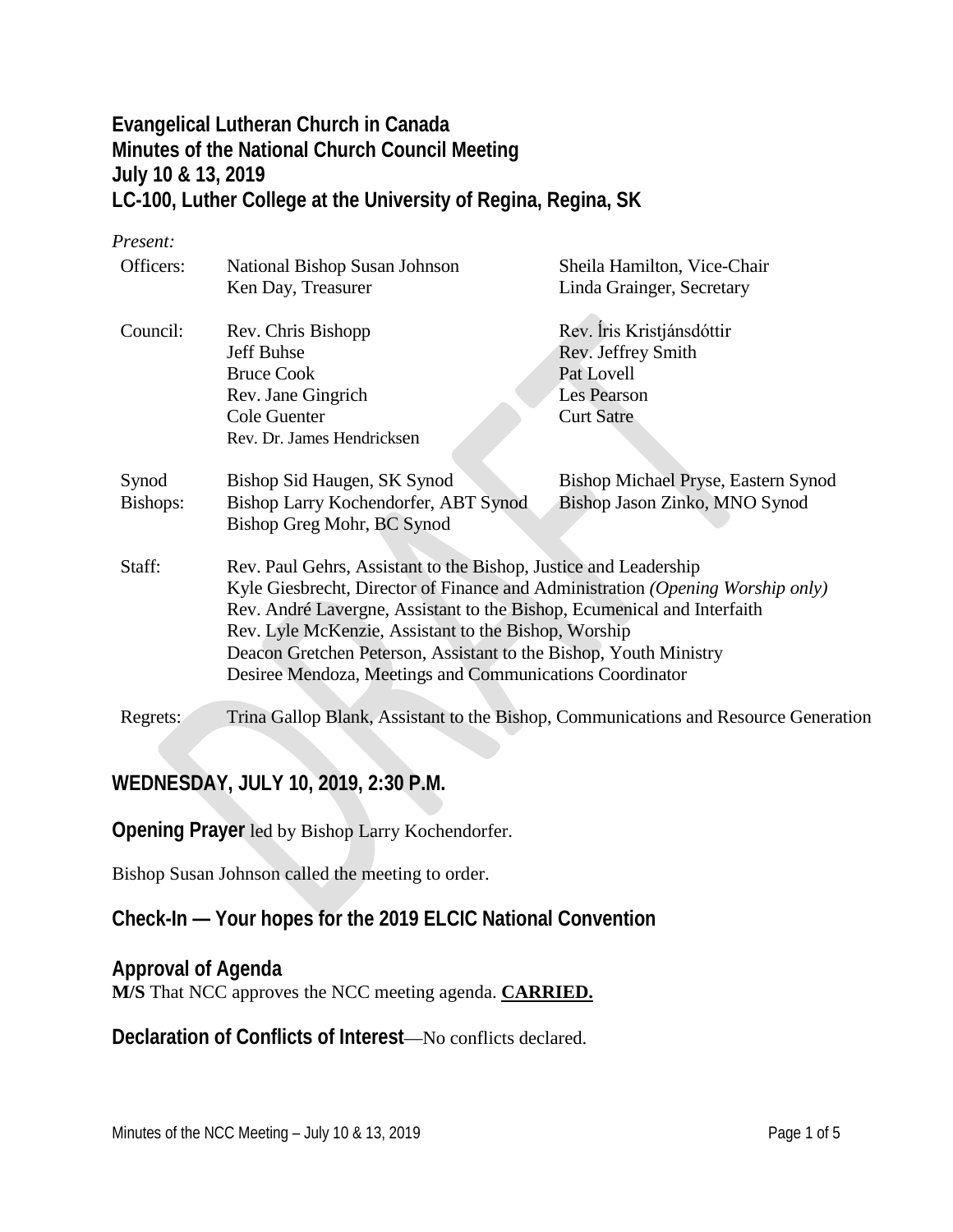# Evangelical Lutheran Church in Canada
# Minutes of the National Church Council Meeting
# July 10 & 13, 2019
# LC-100, Luther College at the University of Regina, Regina, SK

*Present:*

| | | |
|---|---|---|
| Officers: | National Bishop Susan Johnson | Sheila Hamilton, Vice-Chair |
| | Ken Day, Treasurer | Linda Grainger, Secretary |
| Council: | Rev. Chris Bishopp | Rev. Íris Kristjánsdóttir |
| | Jeff Buhse | Rev. Jeffrey Smith |
| | Bruce Cook | Pat Lovell |
| | Rev. Jane Gingrich | Les Pearson |
| | Cole Guenter | Curt Satre |
| | Rev. Dr. James Hendricksen | |
| Synod Bishops: | Bishop Sid Haugen, SK Synod | Bishop Michael Pryse, Eastern Synod |
| | Bishop Larry Kochendorfer, ABT Synod | Bishop Jason Zinko, MNO Synod |
| | Bishop Greg Mohr, BC Synod | |

Staff:
Rev. Paul Gehrs, Assistant to the Bishop, Justice and Leadership
Kyle Giesbrecht, Director of Finance and Administration *(Opening Worship only)*
Rev. André Lavergne, Assistant to the Bishop, Ecumenical and Interfaith
Rev. Lyle McKenzie, Assistant to the Bishop, Worship
Deacon Gretchen Peterson, Assistant to the Bishop, Youth Ministry
Desiree Mendoza, Meetings and Communications Coordinator

Regrets: Trina Gallop Blank, Assistant to the Bishop, Communications and Resource Generation

## WEDNESDAY, JULY 10, 2019, 2:30 P.M.

**Opening Prayer** led by Bishop Larry Kochendorfer.

Bishop Susan Johnson called the meeting to order.

## Check-In — Your hopes for the 2019 ELCIC National Convention

## Approval of Agenda

**M/S** That NCC approves the NCC meeting agenda. **CARRIED.**

**Declaration of Conflicts of Interest**—No conflicts declared.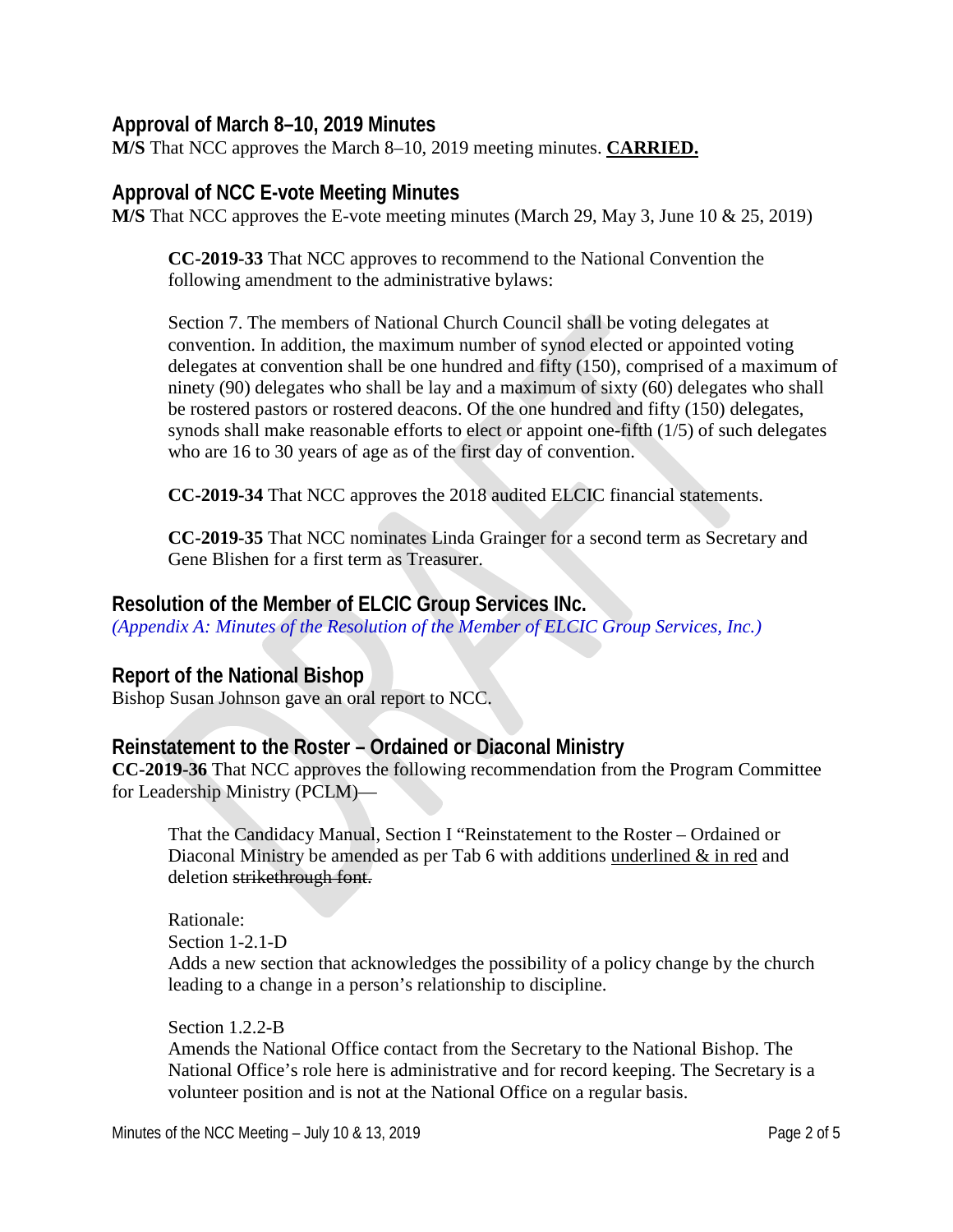## Approval of March 8–10, 2019 Minutes

**M/S** That NCC approves the March 8–10, 2019 meeting minutes. **CARRIED.**

## Approval of NCC E-vote Meeting Minutes

**M/S** That NCC approves the E-vote meeting minutes (March 29, May 3, June 10 & 25, 2019)

> **CC-2019-33** That NCC approves to recommend to the National Convention the following amendment to the administrative bylaws:
>
> Section 7. The members of National Church Council shall be voting delegates at convention. In addition, the maximum number of synod elected or appointed voting delegates at convention shall be one hundred and fifty (150), comprised of a maximum of ninety (90) delegates who shall be lay and a maximum of sixty (60) delegates who shall be rostered pastors or rostered deacons. Of the one hundred and fifty (150) delegates, synods shall make reasonable efforts to elect or appoint one-fifth (1/5) of such delegates who are 16 to 30 years of age as of the first day of convention.
>
> **CC-2019-34** That NCC approves the 2018 audited ELCIC financial statements.
>
> **CC-2019-35** That NCC nominates Linda Grainger for a second term as Secretary and Gene Blishen for a first term as Treasurer.

## Resolution of the Member of ELCIC Group Services INc.

*(Appendix A: Minutes of the Resolution of the Member of ELCIC Group Services, Inc.)*

## Report of the National Bishop

Bishop Susan Johnson gave an oral report to NCC.

## Reinstatement to the Roster – Ordained or Diaconal Ministry

**CC-2019-36** That NCC approves the following recommendation from the Program Committee for Leadership Ministry (PCLM)—

> That the Candidacy Manual, Section I "Reinstatement to the Roster – Ordained or Diaconal Ministry be amended as per Tab 6 with additions <u>underlined & in red</u> and deletion ~~strikethrough font.~~
>
> Rationale:
> Section 1-2.1-D
> Adds a new section that acknowledges the possibility of a policy change by the church leading to a change in a person's relationship to discipline.
>
> Section 1.2.2-B
> Amends the National Office contact from the Secretary to the National Bishop. The National Office's role here is administrative and for record keeping. The Secretary is a volunteer position and is not at the National Office on a regular basis.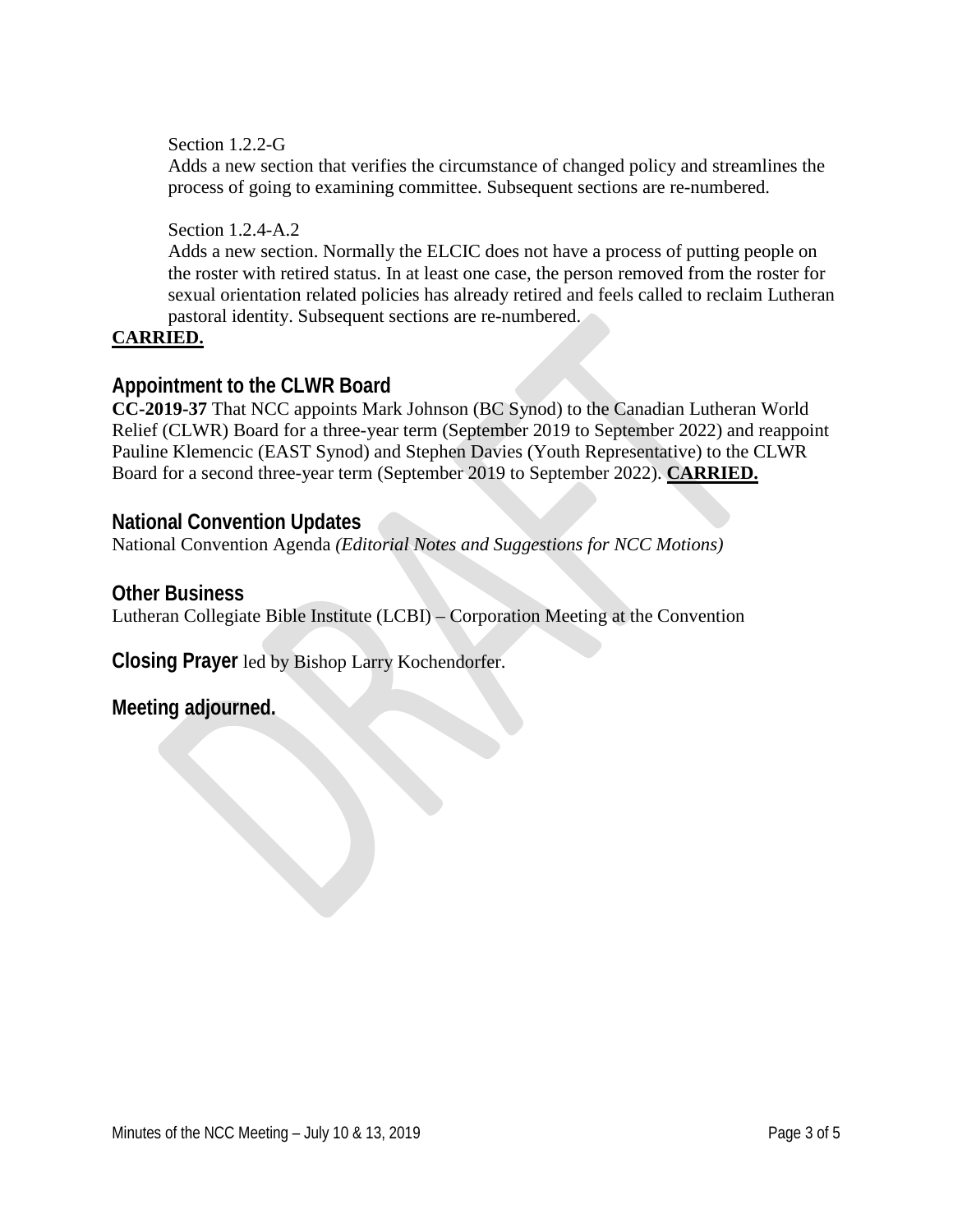Section 1.2.2-G

Adds a new section that verifies the circumstance of changed policy and streamlines the process of going to examining committee. Subsequent sections are re-numbered.

Section 1.2.4-A.2

Adds a new section. Normally the ELCIC does not have a process of putting people on the roster with retired status. In at least one case, the person removed from the roster for sexual orientation related policies has already retired and feels called to reclaim Lutheran pastoral identity. Subsequent sections are re-numbered.

**CARRIED.**

## Appointment to the CLWR Board

**CC-2019-37** That NCC appoints Mark Johnson (BC Synod) to the Canadian Lutheran World Relief (CLWR) Board for a three-year term (September 2019 to September 2022) and reappoint Pauline Klemencic (EAST Synod) and Stephen Davies (Youth Representative) to the CLWR Board for a second three-year term (September 2019 to September 2022). **CARRIED.**

## National Convention Updates

National Convention Agenda *(Editorial Notes and Suggestions for NCC Motions)*

## Other Business

Lutheran Collegiate Bible Institute (LCBI) – Corporation Meeting at the Convention

**Closing Prayer** led by Bishop Larry Kochendorfer.

**Meeting adjourned.**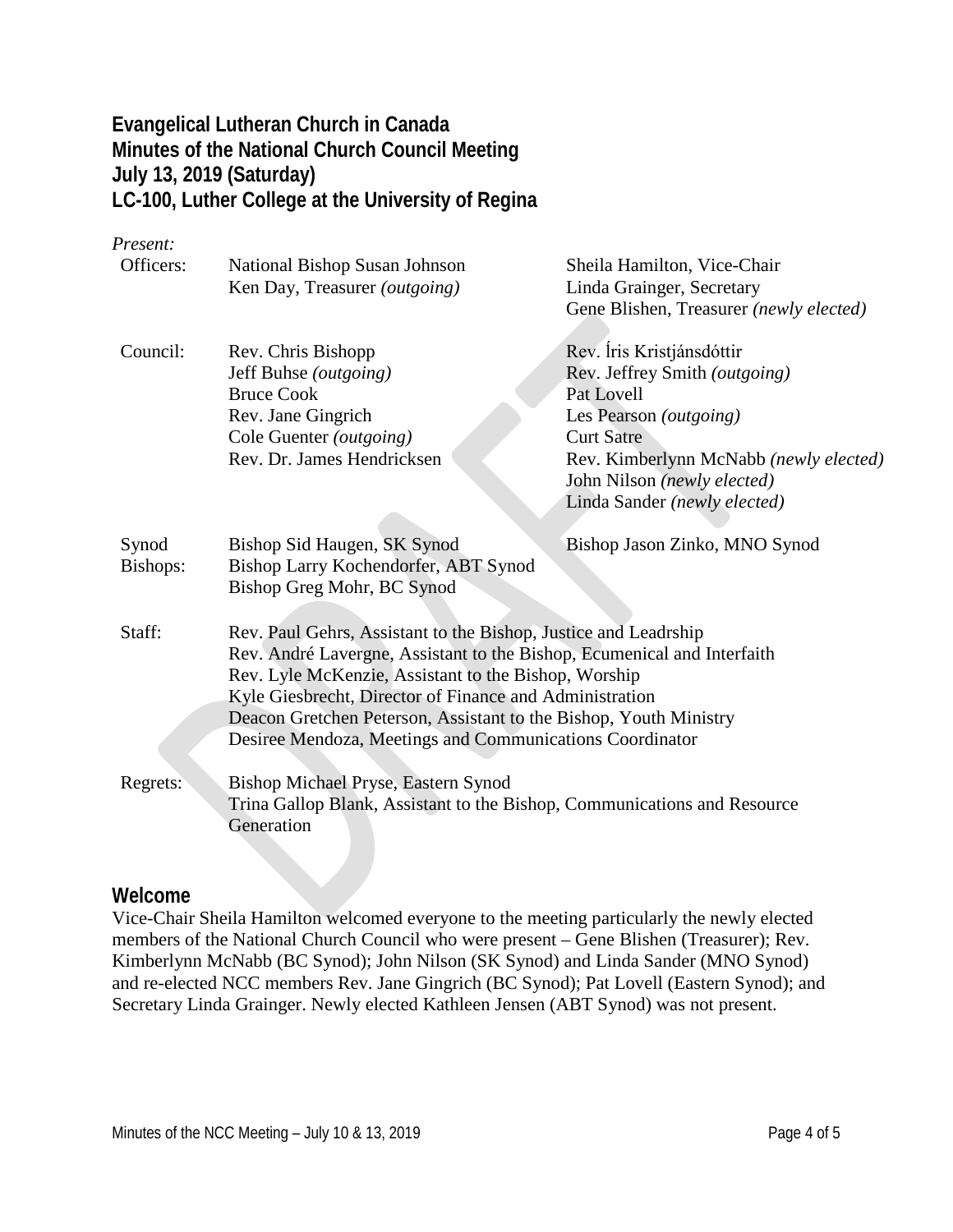**Evangelical Lutheran Church in Canada**
**Minutes of the National Church Council Meeting**
**July 13, 2019 (Saturday)**
**LC-100, Luther College at the University of Regina**

*Present:*

| | | |
|---|---|---|
| Officers: | National Bishop Susan Johnson | Sheila Hamilton, Vice-Chair |
| | Ken Day, Treasurer *(outgoing)* | Linda Grainger, Secretary |
| | | Gene Blishen, Treasurer *(newly elected)* |
| Council: | Rev. Chris Bishopp | Rev. Íris Kristjánsdóttir |
| | Jeff Buhse *(outgoing)* | Rev. Jeffrey Smith *(outgoing)* |
| | Bruce Cook | Pat Lovell |
| | Rev. Jane Gingrich | Les Pearson *(outgoing)* |
| | Cole Guenter *(outgoing)* | Curt Satre |
| | Rev. Dr. James Hendricksen | Rev. Kimberlynn McNabb *(newly elected)* |
| | | John Nilson *(newly elected)* |
| | | Linda Sander *(newly elected)* |
| Synod Bishops: | Bishop Sid Haugen, SK Synod | Bishop Jason Zinko, MNO Synod |
| | Bishop Larry Kochendorfer, ABT Synod | |
| | Bishop Greg Mohr, BC Synod | |
| Staff: | Rev. Paul Gehrs, Assistant to the Bishop, Justice and Leadrship | |
| | Rev. André Lavergne, Assistant to the Bishop, Ecumenical and Interfaith | |
| | Rev. Lyle McKenzie, Assistant to the Bishop, Worship | |
| | Kyle Giesbrecht, Director of Finance and Administration | |
| | Deacon Gretchen Peterson, Assistant to the Bishop, Youth Ministry | |
| | Desiree Mendoza, Meetings and Communications Coordinator | |
| Regrets: | Bishop Michael Pryse, Eastern Synod | |
| | Trina Gallop Blank, Assistant to the Bishop, Communications and Resource Generation | |

## Welcome

Vice-Chair Sheila Hamilton welcomed everyone to the meeting particularly the newly elected members of the National Church Council who were present – Gene Blishen (Treasurer); Rev. Kimberlynn McNabb (BC Synod); John Nilson (SK Synod) and Linda Sander (MNO Synod) and re-elected NCC members Rev. Jane Gingrich (BC Synod); Pat Lovell (Eastern Synod); and Secretary Linda Grainger. Newly elected Kathleen Jensen (ABT Synod) was not present.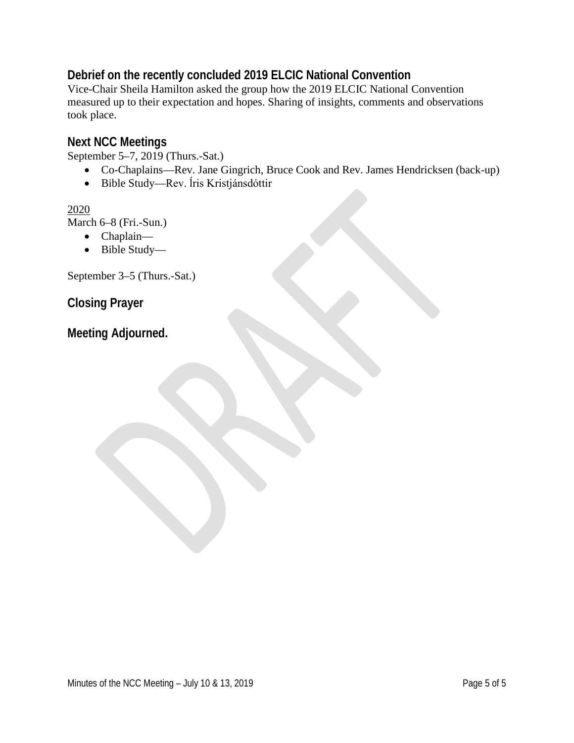## Debrief on the recently concluded 2019 ELCIC National Convention

Vice-Chair Sheila Hamilton asked the group how the 2019 ELCIC National Convention measured up to their expectation and hopes. Sharing of insights, comments and observations took place.

## Next NCC Meetings

September 5–7, 2019 (Thurs.-Sat.)

- Co-Chaplains—Rev. Jane Gingrich, Bruce Cook and Rev. James Hendricksen (back-up)
- Bible Study—Rev. Íris Kristjánsdóttir

<u>2020</u>

March 6–8 (Fri.-Sun.)

- Chaplain—
- Bible Study—

September 3–5 (Thurs.-Sat.)

## Closing Prayer

## Meeting Adjourned.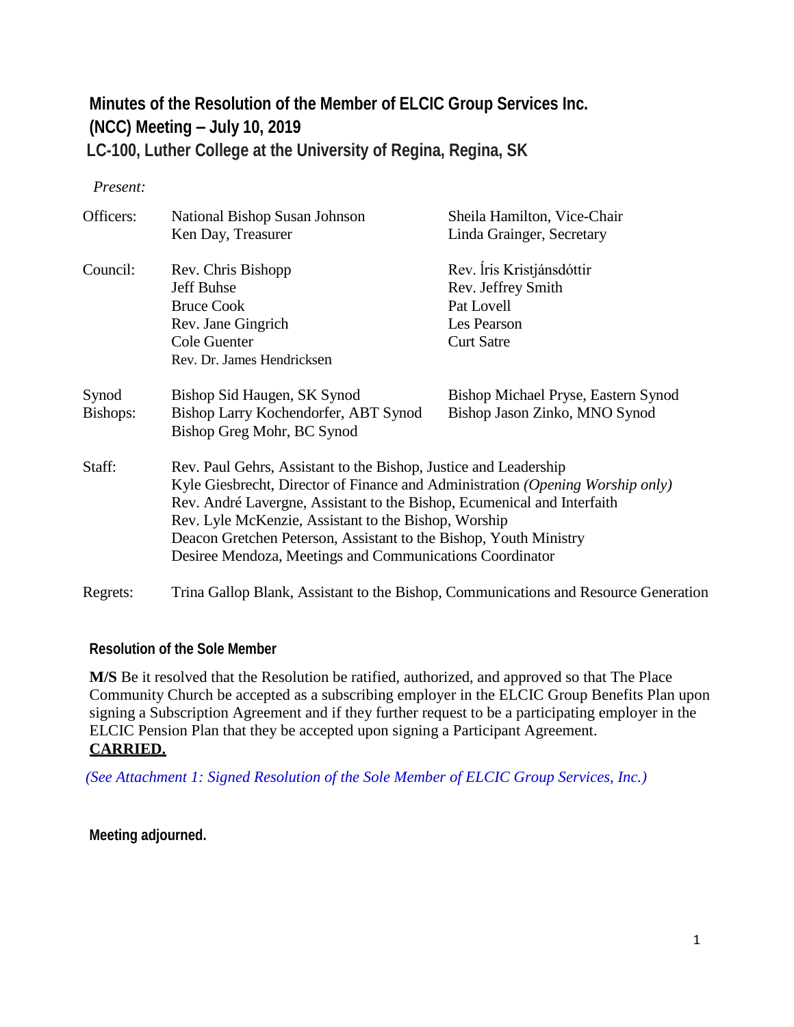# Minutes of the Resolution of the Member of ELCIC Group Services Inc. (NCC) Meeting – July 10, 2019

## LC-100, Luther College at the University of Regina, Regina, SK

*Present:*

| | | |
|---|---|---|
| Officers: | National Bishop Susan Johnson<br>Ken Day, Treasurer | Sheila Hamilton, Vice-Chair<br>Linda Grainger, Secretary |
| Council: | Rev. Chris Bishopp<br>Jeff Buhse<br>Bruce Cook<br>Rev. Jane Gingrich<br>Cole Guenter<br>Rev. Dr. James Hendricksen | Rev. Íris Kristjánsdóttir<br>Rev. Jeffrey Smith<br>Pat Lovell<br>Les Pearson<br>Curt Satre |
| Synod Bishops: | Bishop Sid Haugen, SK Synod<br>Bishop Larry Kochendorfer, ABT Synod<br>Bishop Greg Mohr, BC Synod | Bishop Michael Pryse, Eastern Synod<br>Bishop Jason Zinko, MNO Synod |
| Staff: | Rev. Paul Gehrs, Assistant to the Bishop, Justice and Leadership<br>Kyle Giesbrecht, Director of Finance and Administration *(Opening Worship only)*<br>Rev. André Lavergne, Assistant to the Bishop, Ecumenical and Interfaith<br>Rev. Lyle McKenzie, Assistant to the Bishop, Worship<br>Deacon Gretchen Peterson, Assistant to the Bishop, Youth Ministry<br>Desiree Mendoza, Meetings and Communications Coordinator | |
| Regrets: | Trina Gallop Blank, Assistant to the Bishop, Communications and Resource Generation | |

### Resolution of the Sole Member

**M/S** Be it resolved that the Resolution be ratified, authorized, and approved so that The Place Community Church be accepted as a subscribing employer in the ELCIC Group Benefits Plan upon signing a Subscription Agreement and if they further request to be a participating employer in the ELCIC Pension Plan that they be accepted upon signing a Participant Agreement.
**CARRIED.**

*(See Attachment 1: Signed Resolution of the Sole Member of ELCIC Group Services, Inc.)*

**Meeting adjourned.**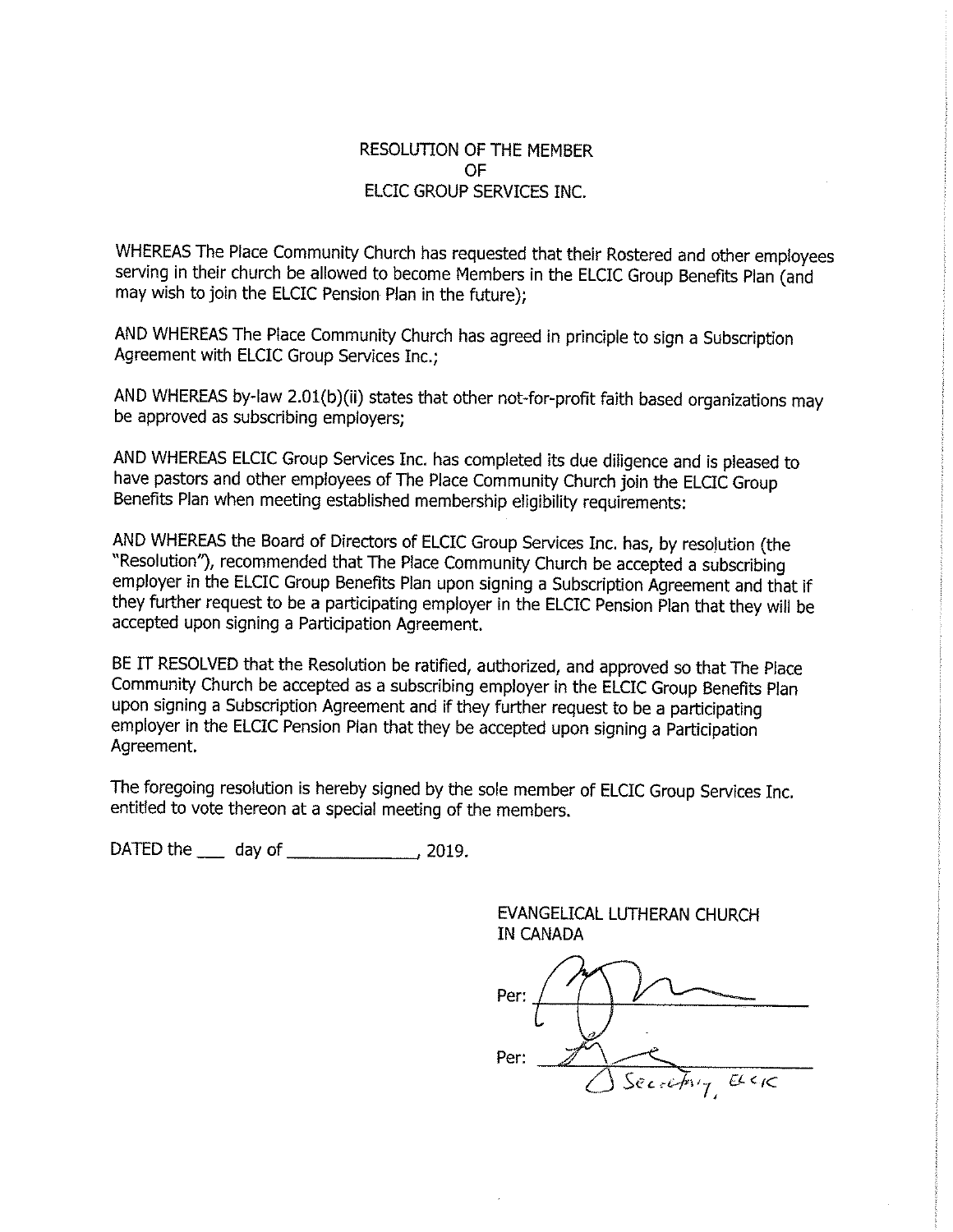# RESOLUTION OF THE MEMBER
# OF
# ELCIC GROUP SERVICES INC.

WHEREAS The Place Community Church has requested that their Rostered and other employees serving in their church be allowed to become Members in the ELCIC Group Benefits Plan (and may wish to join the ELCIC Pension Plan in the future);

AND WHEREAS The Place Community Church has agreed in principle to sign a Subscription Agreement with ELCIC Group Services Inc.;

AND WHEREAS by-law 2.01(b)(ii) states that other not-for-profit faith based organizations may be approved as subscribing employers;

AND WHEREAS ELCIC Group Services Inc. has completed its due diligence and is pleased to have pastors and other employees of The Place Community Church join the ELCIC Group Benefits Plan when meeting established membership eligibility requirements:

AND WHEREAS the Board of Directors of ELCIC Group Services Inc. has, by resolution (the "Resolution"), recommended that The Place Community Church be accepted a subscribing employer in the ELCIC Group Benefits Plan upon signing a Subscription Agreement and that if they further request to be a participating employer in the ELCIC Pension Plan that they will be accepted upon signing a Participation Agreement.

BE IT RESOLVED that the Resolution be ratified, authorized, and approved so that The Place Community Church be accepted as a subscribing employer in the ELCIC Group Benefits Plan upon signing a Subscription Agreement and if they further request to be a participating employer in the ELCIC Pension Plan that they be accepted upon signing a Participation Agreement.

The foregoing resolution is hereby signed by the sole member of ELCIC Group Services Inc. entitled to vote thereon at a special meeting of the members.

DATED the ___ day of ______________, 2019.

EVANGELICAL LUTHERAN CHURCH
IN CANADA

Per: ____________________

Per: ____________________
Secretary, ELCIC